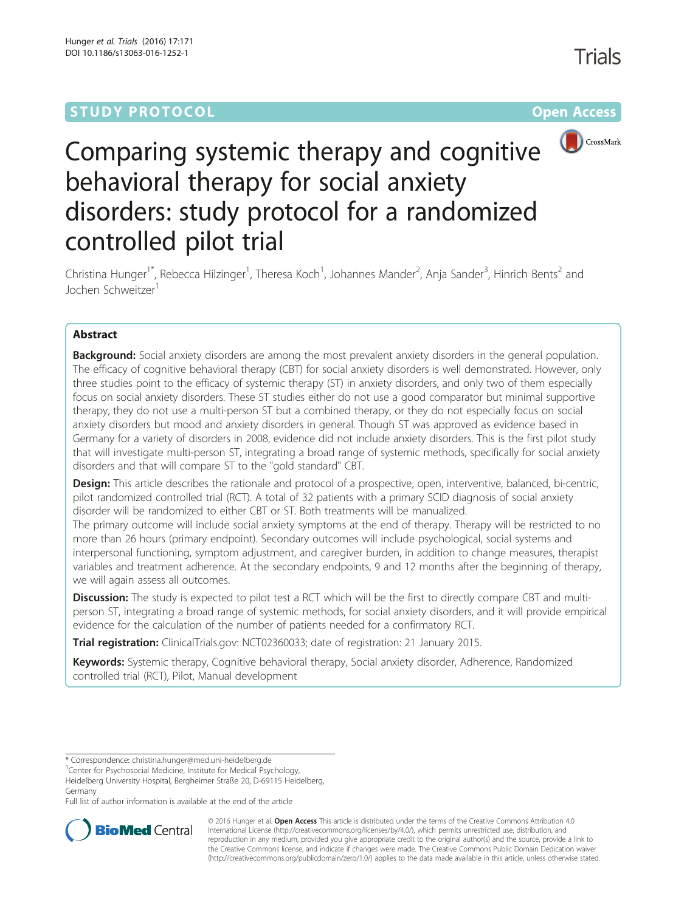STUDY PROTOCOL — Open Access

# Comparing systemic therapy and cognitive behavioral therapy for social anxiety disorders: study protocol for a randomized controlled pilot trial

Christina Hunger[1*], Rebecca Hilzinger[1], Theresa Koch[1], Johannes Mander[2], Anja Sander[3], Hinrich Bents[2] and Jochen Schweitzer[1]

## Abstract

**Background:** Social anxiety disorders are among the most prevalent anxiety disorders in the general population. The efficacy of cognitive behavioral therapy (CBT) for social anxiety disorders is well demonstrated. However, only three studies point to the efficacy of systemic therapy (ST) in anxiety disorders, and only two of them especially focus on social anxiety disorders. These ST studies either do not use a good comparator but minimal supportive therapy, they do not use a multi-person ST but a combined therapy, or they do not especially focus on social anxiety disorders but mood and anxiety disorders in general. Though ST was approved as evidence based in Germany for a variety of disorders in 2008, evidence did not include anxiety disorders. This is the first pilot study that will investigate multi-person ST, integrating a broad range of systemic methods, specifically for social anxiety disorders and that will compare ST to the "gold standard" CBT.

**Design:** This article describes the rationale and protocol of a prospective, open, interventive, balanced, bi-centric, pilot randomized controlled trial (RCT). A total of 32 patients with a primary SCID diagnosis of social anxiety disorder will be randomized to either CBT or ST. Both treatments will be manualized.

The primary outcome will include social anxiety symptoms at the end of therapy. Therapy will be restricted to no more than 26 hours (primary endpoint). Secondary outcomes will include psychological, social systems and interpersonal functioning, symptom adjustment, and caregiver burden, in addition to change measures, therapist variables and treatment adherence. At the secondary endpoints, 9 and 12 months after the beginning of therapy, we will again assess all outcomes.

**Discussion:** The study is expected to pilot test a RCT which will be the first to directly compare CBT and multi-person ST, integrating a broad range of systemic methods, for social anxiety disorders, and it will provide empirical evidence for the calculation of the number of patients needed for a confirmatory RCT.

**Trial registration:** ClinicalTrials.gov: NCT02360033; date of registration: 21 January 2015.

**Keywords:** Systemic therapy, Cognitive behavioral therapy, Social anxiety disorder, Adherence, Randomized controlled trial (RCT), Pilot, Manual development

\* Correspondence: christina.hunger@med.uni-heidelberg.de
[1]Center for Psychosocial Medicine, Institute for Medical Psychology, Heidelberg University Hospital, Bergheimer Straße 20, D-69115 Heidelberg, Germany
Full list of author information is available at the end of the article

© 2016 Hunger et al. **Open Access** This article is distributed under the terms of the Creative Commons Attribution 4.0 International License (http://creativecommons.org/licenses/by/4.0/), which permits unrestricted use, distribution, and reproduction in any medium, provided you give appropriate credit to the original author(s) and the source, provide a link to the Creative Commons license, and indicate if changes were made. The Creative Commons Public Domain Dedication waiver (http://creativecommons.org/publicdomain/zero/1.0/) applies to the data made available in this article, unless otherwise stated.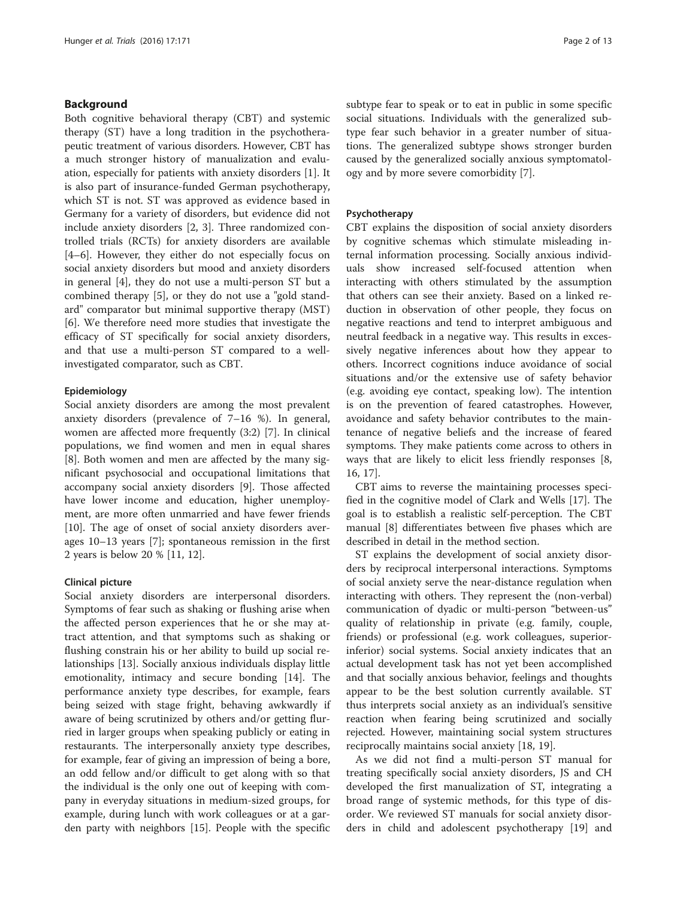## Background

Both cognitive behavioral therapy (CBT) and systemic therapy (ST) have a long tradition in the psychotherapeutic treatment of various disorders. However, CBT has a much stronger history of manualization and evaluation, especially for patients with anxiety disorders [1]. It is also part of insurance-funded German psychotherapy, which ST is not. ST was approved as evidence based in Germany for a variety of disorders, but evidence did not include anxiety disorders [2, 3]. Three randomized controlled trials (RCTs) for anxiety disorders are available [4–6]. However, they either do not especially focus on social anxiety disorders but mood and anxiety disorders in general [4], they do not use a multi-person ST but a combined therapy [5], or they do not use a "gold standard" comparator but minimal supportive therapy (MST) [6]. We therefore need more studies that investigate the efficacy of ST specifically for social anxiety disorders, and that use a multi-person ST compared to a well-investigated comparator, such as CBT.

### Epidemiology

Social anxiety disorders are among the most prevalent anxiety disorders (prevalence of 7–16 %). In general, women are affected more frequently (3:2) [7]. In clinical populations, we find women and men in equal shares [8]. Both women and men are affected by the many significant psychosocial and occupational limitations that accompany social anxiety disorders [9]. Those affected have lower income and education, higher unemployment, are more often unmarried and have fewer friends [10]. The age of onset of social anxiety disorders averages 10–13 years [7]; spontaneous remission in the first 2 years is below 20 % [11, 12].

### Clinical picture

Social anxiety disorders are interpersonal disorders. Symptoms of fear such as shaking or flushing arise when the affected person experiences that he or she may attract attention, and that symptoms such as shaking or flushing constrain his or her ability to build up social relationships [13]. Socially anxious individuals display little emotionality, intimacy and secure bonding [14]. The performance anxiety type describes, for example, fears being seized with stage fright, behaving awkwardly if aware of being scrutinized by others and/or getting flurried in larger groups when speaking publicly or eating in restaurants. The interpersonally anxiety type describes, for example, fear of giving an impression of being a bore, an odd fellow and/or difficult to get along with so that the individual is the only one out of keeping with company in everyday situations in medium-sized groups, for example, during lunch with work colleagues or at a garden party with neighbors [15]. People with the specific subtype fear to speak or to eat in public in some specific social situations. Individuals with the generalized subtype fear such behavior in a greater number of situations. The generalized subtype shows stronger burden caused by the generalized socially anxious symptomatology and by more severe comorbidity [7].

### Psychotherapy

CBT explains the disposition of social anxiety disorders by cognitive schemas which stimulate misleading internal information processing. Socially anxious individuals show increased self-focused attention when interacting with others stimulated by the assumption that others can see their anxiety. Based on a linked reduction in observation of other people, they focus on negative reactions and tend to interpret ambiguous and neutral feedback in a negative way. This results in excessively negative inferences about how they appear to others. Incorrect cognitions induce avoidance of social situations and/or the extensive use of safety behavior (e.g. avoiding eye contact, speaking low). The intention is on the prevention of feared catastrophes. However, avoidance and safety behavior contributes to the maintenance of negative beliefs and the increase of feared symptoms. They make patients come across to others in ways that are likely to elicit less friendly responses [8, 16, 17].

CBT aims to reverse the maintaining processes specified in the cognitive model of Clark and Wells [17]. The goal is to establish a realistic self-perception. The CBT manual [8] differentiates between five phases which are described in detail in the method section.

ST explains the development of social anxiety disorders by reciprocal interpersonal interactions. Symptoms of social anxiety serve the near-distance regulation when interacting with others. They represent the (non-verbal) communication of dyadic or multi-person "between-us" quality of relationship in private (e.g. family, couple, friends) or professional (e.g. work colleagues, superior-inferior) social systems. Social anxiety indicates that an actual development task has not yet been accomplished and that socially anxious behavior, feelings and thoughts appear to be the best solution currently available. ST thus interprets social anxiety as an individual's sensitive reaction when fearing being scrutinized and socially rejected. However, maintaining social system structures reciprocally maintains social anxiety [18, 19].

As we did not find a multi-person ST manual for treating specifically social anxiety disorders, JS and CH developed the first manualization of ST, integrating a broad range of systemic methods, for this type of disorder. We reviewed ST manuals for social anxiety disorders in child and adolescent psychotherapy [19] and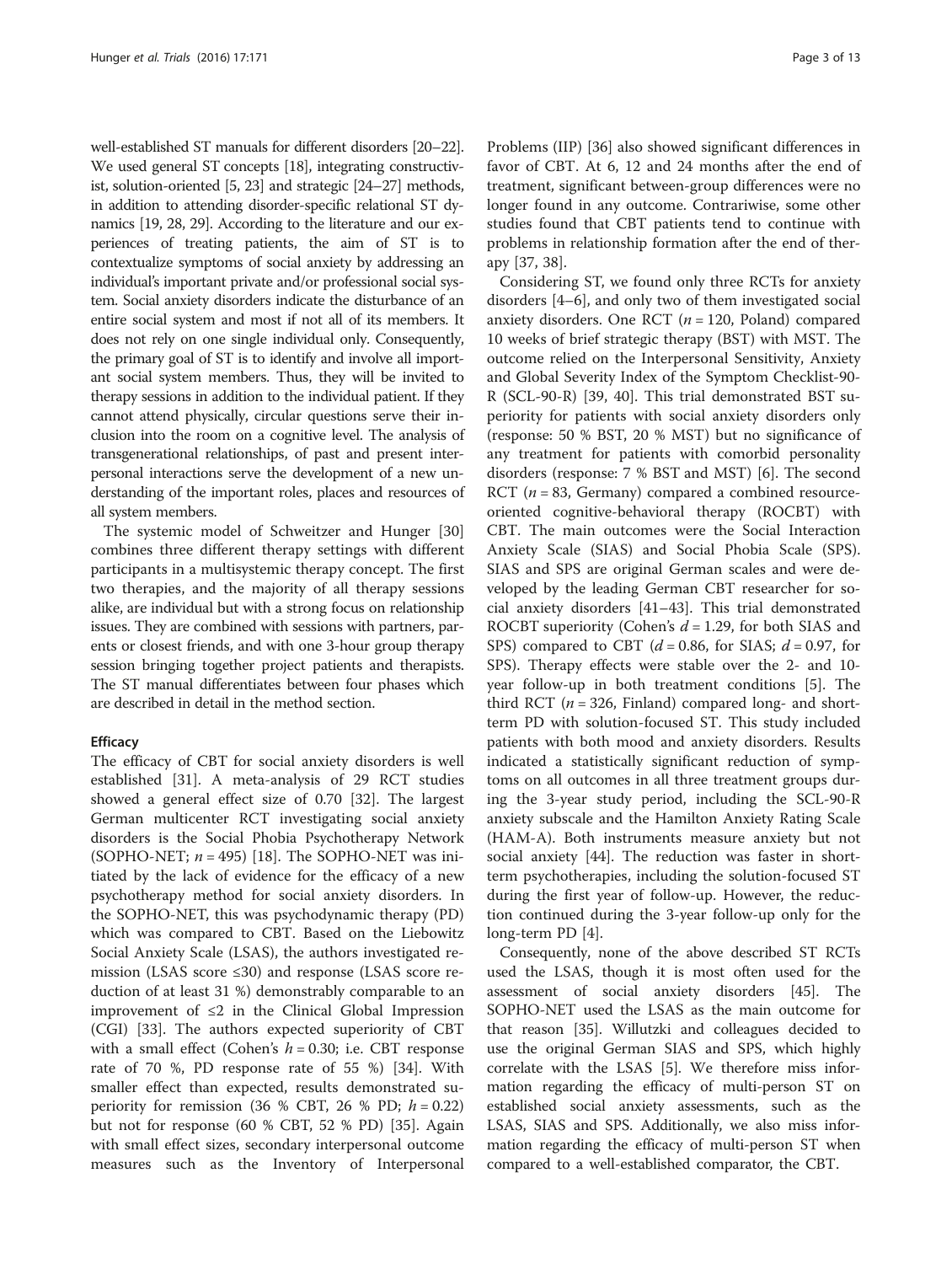well-established ST manuals for different disorders [20–22]. We used general ST concepts [18], integrating constructivist, solution-oriented [5, 23] and strategic [24–27] methods, in addition to attending disorder-specific relational ST dynamics [19, 28, 29]. According to the literature and our experiences of treating patients, the aim of ST is to contextualize symptoms of social anxiety by addressing an individual's important private and/or professional social system. Social anxiety disorders indicate the disturbance of an entire social system and most if not all of its members. It does not rely on one single individual only. Consequently, the primary goal of ST is to identify and involve all important social system members. Thus, they will be invited to therapy sessions in addition to the individual patient. If they cannot attend physically, circular questions serve their inclusion into the room on a cognitive level. The analysis of transgenerational relationships, of past and present interpersonal interactions serve the development of a new understanding of the important roles, places and resources of all system members.

The systemic model of Schweitzer and Hunger [30] combines three different therapy settings with different participants in a multisystemic therapy concept. The first two therapies, and the majority of all therapy sessions alike, are individual but with a strong focus on relationship issues. They are combined with sessions with partners, parents or closest friends, and with one 3-hour group therapy session bringing together project patients and therapists. The ST manual differentiates between four phases which are described in detail in the method section.

### Efficacy

The efficacy of CBT for social anxiety disorders is well established [31]. A meta-analysis of 29 RCT studies showed a general effect size of 0.70 [32]. The largest German multicenter RCT investigating social anxiety disorders is the Social Phobia Psychotherapy Network (SOPHO-NET; $n = 495$) [18]. The SOPHO-NET was initiated by the lack of evidence for the efficacy of a new psychotherapy method for social anxiety disorders. In the SOPHO-NET, this was psychodynamic therapy (PD) which was compared to CBT. Based on the Liebowitz Social Anxiety Scale (LSAS), the authors investigated remission (LSAS score ≤30) and response (LSAS score reduction of at least 31 %) demonstrably comparable to an improvement of ≤2 in the Clinical Global Impression (CGI) [33]. The authors expected superiority of CBT with a small effect (Cohen's $h = 0.30$; i.e. CBT response rate of 70 %, PD response rate of 55 %) [34]. With smaller effect than expected, results demonstrated superiority for remission (36 % CBT, 26 % PD; $h = 0.22$) but not for response (60 % CBT, 52 % PD) [35]. Again with small effect sizes, secondary interpersonal outcome measures such as the Inventory of Interpersonal Problems (IIP) [36] also showed significant differences in favor of CBT. At 6, 12 and 24 months after the end of treatment, significant between-group differences were no longer found in any outcome. Contrariwise, some other studies found that CBT patients tend to continue with problems in relationship formation after the end of therapy [37, 38].

Considering ST, we found only three RCTs for anxiety disorders [4–6], and only two of them investigated social anxiety disorders. One RCT ($n = 120$, Poland) compared 10 weeks of brief strategic therapy (BST) with MST. The outcome relied on the Interpersonal Sensitivity, Anxiety and Global Severity Index of the Symptom Checklist-90-R (SCL-90-R) [39, 40]. This trial demonstrated BST superiority for patients with social anxiety disorders only (response: 50 % BST, 20 % MST) but no significance of any treatment for patients with comorbid personality disorders (response: 7 % BST and MST) [6]. The second RCT ($n = 83$, Germany) compared a combined resource-oriented cognitive-behavioral therapy (ROCBT) with CBT. The main outcomes were the Social Interaction Anxiety Scale (SIAS) and Social Phobia Scale (SPS). SIAS and SPS are original German scales and were developed by the leading German CBT researcher for social anxiety disorders [41–43]. This trial demonstrated ROCBT superiority (Cohen's $d = 1.29$, for both SIAS and SPS) compared to CBT ($d = 0.86$, for SIAS; $d = 0.97$, for SPS). Therapy effects were stable over the 2- and 10-year follow-up in both treatment conditions [5]. The third RCT ($n = 326$, Finland) compared long- and short-term PD with solution-focused ST. This study included patients with both mood and anxiety disorders. Results indicated a statistically significant reduction of symptoms on all outcomes in all three treatment groups during the 3-year study period, including the SCL-90-R anxiety subscale and the Hamilton Anxiety Rating Scale (HAM-A). Both instruments measure anxiety but not social anxiety [44]. The reduction was faster in short-term psychotherapies, including the solution-focused ST during the first year of follow-up. However, the reduction continued during the 3-year follow-up only for the long-term PD [4].

Consequently, none of the above described ST RCTs used the LSAS, though it is most often used for the assessment of social anxiety disorders [45]. The SOPHO-NET used the LSAS as the main outcome for that reason [35]. Willutzki and colleagues decided to use the original German SIAS and SPS, which highly correlate with the LSAS [5]. We therefore miss information regarding the efficacy of multi-person ST on established social anxiety assessments, such as the LSAS, SIAS and SPS. Additionally, we also miss information regarding the efficacy of multi-person ST when compared to a well-established comparator, the CBT.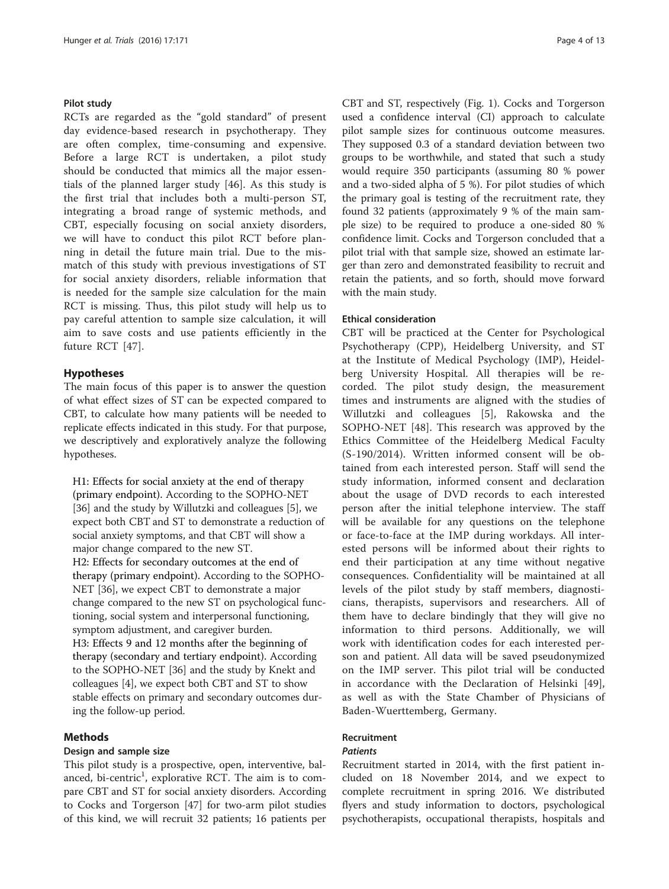### Pilot study

RCTs are regarded as the "gold standard" of present day evidence-based research in psychotherapy. They are often complex, time-consuming and expensive. Before a large RCT is undertaken, a pilot study should be conducted that mimics all the major essentials of the planned larger study [46]. As this study is the first trial that includes both a multi-person ST, integrating a broad range of systemic methods, and CBT, especially focusing on social anxiety disorders, we will have to conduct this pilot RCT before planning in detail the future main trial. Due to the mismatch of this study with previous investigations of ST for social anxiety disorders, reliable information that is needed for the sample size calculation for the main RCT is missing. Thus, this pilot study will help us to pay careful attention to sample size calculation, it will aim to save costs and use patients efficiently in the future RCT [47].

## Hypotheses

The main focus of this paper is to answer the question of what effect sizes of ST can be expected compared to CBT, to calculate how many patients will be needed to replicate effects indicated in this study. For that purpose, we descriptively and exploratively analyze the following hypotheses.

H1: Effects for social anxiety at the end of therapy (primary endpoint). According to the SOPHO-NET [36] and the study by Willutzki and colleagues [5], we expect both CBT and ST to demonstrate a reduction of social anxiety symptoms, and that CBT will show a major change compared to the new ST.

H2: Effects for secondary outcomes at the end of therapy (primary endpoint). According to the SOPHO-NET [36], we expect CBT to demonstrate a major change compared to the new ST on psychological functioning, social system and interpersonal functioning, symptom adjustment, and caregiver burden.

H3: Effects 9 and 12 months after the beginning of therapy (secondary and tertiary endpoint). According to the SOPHO-NET [36] and the study by Knekt and colleagues [4], we expect both CBT and ST to show stable effects on primary and secondary outcomes during the follow-up period.

## Methods

### Design and sample size

This pilot study is a prospective, open, interventive, balanced, bi-centric[1], explorative RCT. The aim is to compare CBT and ST for social anxiety disorders. According to Cocks and Torgerson [47] for two-arm pilot studies of this kind, we will recruit 32 patients; 16 patients per CBT and ST, respectively (Fig. 1). Cocks and Torgerson used a confidence interval (CI) approach to calculate pilot sample sizes for continuous outcome measures. They supposed 0.3 of a standard deviation between two groups to be worthwhile, and stated that such a study would require 350 participants (assuming 80 % power and a two-sided alpha of 5 %). For pilot studies of which the primary goal is testing of the recruitment rate, they found 32 patients (approximately 9 % of the main sample size) to be required to produce a one-sided 80 % confidence limit. Cocks and Torgerson concluded that a pilot trial with that sample size, showed an estimate larger than zero and demonstrated feasibility to recruit and retain the patients, and so forth, should move forward with the main study.

### Ethical consideration

CBT will be practiced at the Center for Psychological Psychotherapy (CPP), Heidelberg University, and ST at the Institute of Medical Psychology (IMP), Heidelberg University Hospital. All therapies will be recorded. The pilot study design, the measurement times and instruments are aligned with the studies of Willutzki and colleagues [5], Rakowska and the SOPHO-NET [48]. This research was approved by the Ethics Committee of the Heidelberg Medical Faculty (S-190/2014). Written informed consent will be obtained from each interested person. Staff will send the study information, informed consent and declaration about the usage of DVD records to each interested person after the initial telephone interview. The staff will be available for any questions on the telephone or face-to-face at the IMP during workdays. All interested persons will be informed about their rights to end their participation at any time without negative consequences. Confidentiality will be maintained at all levels of the pilot study by staff members, diagnosticians, therapists, supervisors and researchers. All of them have to declare bindingly that they will give no information to third persons. Additionally, we will work with identification codes for each interested person and patient. All data will be saved pseudonymized on the IMP server. This pilot trial will be conducted in accordance with the Declaration of Helsinki [49], as well as with the State Chamber of Physicians of Baden-Wuerttemberg, Germany.

### Recruitment

#### *Patients*

Recruitment started in 2014, with the first patient included on 18 November 2014, and we expect to complete recruitment in spring 2016. We distributed flyers and study information to doctors, psychological psychotherapists, occupational therapists, hospitals and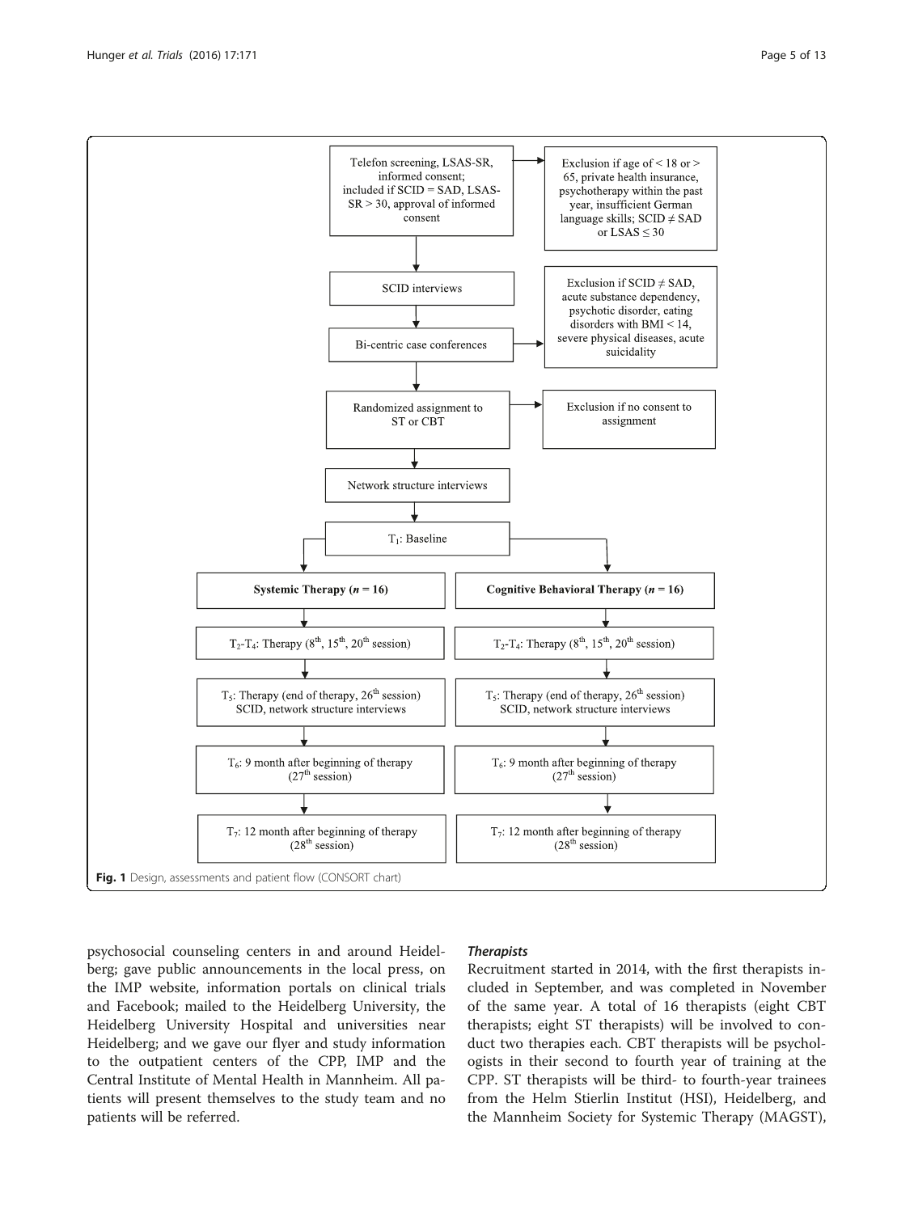Telefon screening, LSAS-SR, informed consent; included if SCID = SAD, LSAS-SR > 30, approval of informed consent

→ Exclusion if age of < 18 or > 65, private health insurance, psychotherapy within the past year, insufficient German language skills; SCID ≠ SAD or LSAS ≤ 30

SCID interviews

Bi-centric case conferences

→ Exclusion if SCID ≠ SAD, acute substance dependency, psychotic disorder, eating disorders with BMI < 14, severe physical diseases, acute suicidality

Randomized assignment to ST or CBT

→ Exclusion if no consent to assignment

Network structure interviews

$T_1$: Baseline

| **Systemic Therapy (*n* = 16)** | **Cognitive Behavioral Therapy (*n* = 16)** |
| --- | --- |
| $T_2$-$T_4$: Therapy (8[th], 15[th], 20[th] session) | $T_2$-$T_4$: Therapy (8[th], 15[th], 20[th] session) |
| $T_5$: Therapy (end of therapy, 26[th] session) SCID, network structure interviews | $T_5$: Therapy (end of therapy, 26[th] session) SCID, network structure interviews |
| $T_6$: 9 month after beginning of therapy (27[th] session) | $T_6$: 9 month after beginning of therapy (27[th] session) |
| $T_7$: 12 month after beginning of therapy (28[th] session) | $T_7$: 12 month after beginning of therapy (28[th] session) |

**Fig. 1** Design, assessments and patient flow (CONSORT chart)

psychosocial counseling centers in and around Heidelberg; gave public announcements in the local press, on the IMP website, information portals on clinical trials and Facebook; mailed to the Heidelberg University, the Heidelberg University Hospital and universities near Heidelberg; and we gave our flyer and study information to the outpatient centers of the CPP, IMP and the Central Institute of Mental Health in Mannheim. All patients will present themselves to the study team and no patients will be referred.

### *Therapists*

Recruitment started in 2014, with the first therapists included in September, and was completed in November of the same year. A total of 16 therapists (eight CBT therapists; eight ST therapists) will be involved to conduct two therapies each. CBT therapists will be psychologists in their second to fourth year of training at the CPP. ST therapists will be third- to fourth-year trainees from the Helm Stierlin Institut (HSI), Heidelberg, and the Mannheim Society for Systemic Therapy (MAGST),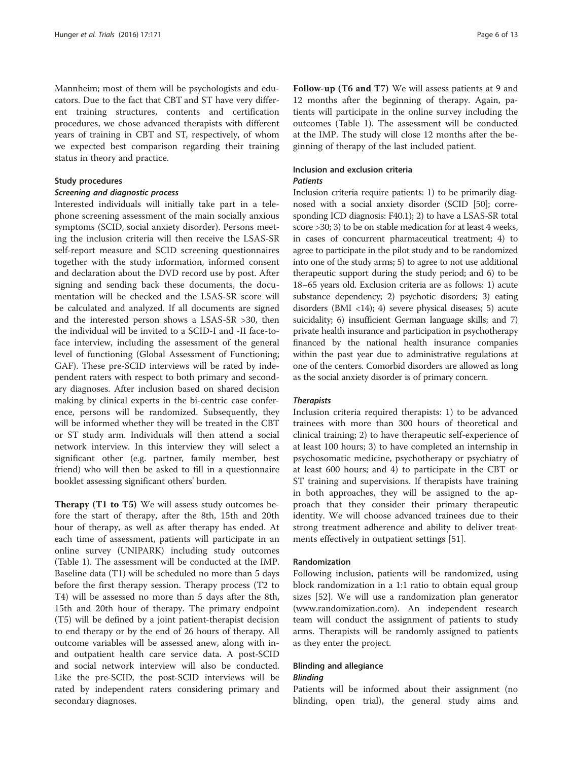Mannheim; most of them will be psychologists and educators. Due to the fact that CBT and ST have very different training structures, contents and certification procedures, we chose advanced therapists with different years of training in CBT and ST, respectively, of whom we expected best comparison regarding their training status in theory and practice.

### Study procedures

#### Screening and diagnostic process

Interested individuals will initially take part in a telephone screening assessment of the main socially anxious symptoms (SCID, social anxiety disorder). Persons meeting the inclusion criteria will then receive the LSAS-SR self-report measure and SCID screening questionnaires together with the study information, informed consent and declaration about the DVD record use by post. After signing and sending back these documents, the documentation will be checked and the LSAS-SR score will be calculated and analyzed. If all documents are signed and the interested person shows a LSAS-SR >30, then the individual will be invited to a SCID-I and -II face-to-face interview, including the assessment of the general level of functioning (Global Assessment of Functioning; GAF). These pre-SCID interviews will be rated by independent raters with respect to both primary and secondary diagnoses. After inclusion based on shared decision making by clinical experts in the bi-centric case conference, persons will be randomized. Subsequently, they will be informed whether they will be treated in the CBT or ST study arm. Individuals will then attend a social network interview. In this interview they will select a significant other (e.g. partner, family member, best friend) who will then be asked to fill in a questionnaire booklet assessing significant others' burden.

**Therapy (T1 to T5)** We will assess study outcomes before the start of therapy, after the 8th, 15th and 20th hour of therapy, as well as after therapy has ended. At each time of assessment, patients will participate in an online survey (UNIPARK) including study outcomes (Table 1). The assessment will be conducted at the IMP. Baseline data (T1) will be scheduled no more than 5 days before the first therapy session. Therapy process (T2 to T4) will be assessed no more than 5 days after the 8th, 15th and 20th hour of therapy. The primary endpoint (T5) will be defined by a joint patient-therapist decision to end therapy or by the end of 26 hours of therapy. All outcome variables will be assessed anew, along with in- and outpatient health care service data. A post-SCID and social network interview will also be conducted. Like the pre-SCID, the post-SCID interviews will be rated by independent raters considering primary and secondary diagnoses.

**Follow-up (T6 and T7)** We will assess patients at 9 and 12 months after the beginning of therapy. Again, patients will participate in the online survey including the outcomes (Table 1). The assessment will be conducted at the IMP. The study will close 12 months after the beginning of therapy of the last included patient.

### Inclusion and exclusion criteria

#### Patients

Inclusion criteria require patients: 1) to be primarily diagnosed with a social anxiety disorder (SCID [50]; corresponding ICD diagnosis: F40.1); 2) to have a LSAS-SR total score >30; 3) to be on stable medication for at least 4 weeks, in cases of concurrent pharmaceutical treatment; 4) to agree to participate in the pilot study and to be randomized into one of the study arms; 5) to agree to not use additional therapeutic support during the study period; and 6) to be 18–65 years old. Exclusion criteria are as follows: 1) acute substance dependency; 2) psychotic disorders; 3) eating disorders (BMI <14); 4) severe physical diseases; 5) acute suicidality; 6) insufficient German language skills; and 7) private health insurance and participation in psychotherapy financed by the national health insurance companies within the past year due to administrative regulations at one of the centers. Comorbid disorders are allowed as long as the social anxiety disorder is of primary concern.

#### Therapists

Inclusion criteria required therapists: 1) to be advanced trainees with more than 300 hours of theoretical and clinical training; 2) to have therapeutic self-experience of at least 100 hours; 3) to have completed an internship in psychosomatic medicine, psychotherapy or psychiatry of at least 600 hours; and 4) to participate in the CBT or ST training and supervisions. If therapists have training in both approaches, they will be assigned to the approach that they consider their primary therapeutic identity. We will choose advanced trainees due to their strong treatment adherence and ability to deliver treatments effectively in outpatient settings [51].

### Randomization

Following inclusion, patients will be randomized, using block randomization in a 1:1 ratio to obtain equal group sizes [52]. We will use a randomization plan generator (www.randomization.com). An independent research team will conduct the assignment of patients to study arms. Therapists will be randomly assigned to patients as they enter the project.

### Blinding and allegiance

#### Blinding

Patients will be informed about their assignment (no blinding, open trial), the general study aims and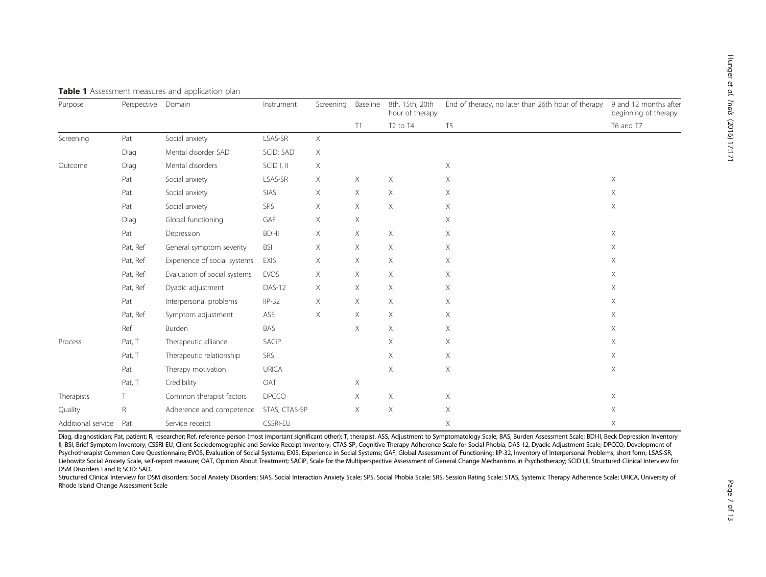**Table 1** Assessment measures and application plan

| Purpose | Perspective | Domain | Instrument | Screening | Baseline | 8th, 15th, 20th hour of therapy | End of therapy, no later than 26th hour of therapy | 9 and 12 months after beginning of therapy |
|---|---|---|---|---|---|---|---|---|
| | | | | | T1 | T2 to T4 | T5 | T6 and T7 |
| Screening | Pat | Social anxiety | LSAS-SR | X | | | | |
| | Diag | Mental disorder SAD | SCID: SAD | X | | | | |
| Outcome | Diag | Mental disorders | SCID I, II | X | | | X | |
| | Pat | Social anxiety | LSAS-SR | X | X | X | X | X |
| | Pat | Social anxiety | SIAS | X | X | X | X | X |
| | Pat | Social anxiety | SPS | X | X | X | X | X |
| | Diag | Global functioning | GAF | X | X | | X | |
| | Pat | Depression | BDI-II | X | X | X | X | X |
| | Pat, Ref | General symptom severity | BSI | X | X | X | X | X |
| | Pat, Ref | Experience of social systems | EXIS | X | X | X | X | X |
| | Pat, Ref | Evaluation of social systems | EVOS | X | X | X | X | X |
| | Pat, Ref | Dyadic adjustment | DAS-12 | X | X | X | X | X |
| | Pat | Interpersonal problems | IIP-32 | X | X | X | X | X |
| | Pat, Ref | Symptom adjustment | ASS | X | X | X | X | X |
| | Ref | Burden | BAS | | X | X | X | X |
| Process | Pat, T | Therapeutic alliance | SACiP | | | X | X | X |
| | Pat, T | Therapeutic relationship | SRS | | | X | X | X |
| | Pat | Therapy motivation | URICA | | | X | X | X |
| | Pat, T | Credibility | OAT | | X | | | |
| Therapists | T | Common therapist factors | DPCCQ | | X | X | X | X |
| Quality | R | Adherence and competence | STAS, CTAS-SP | | X | X | X | X |
| Additional service | Pat | Service receipt | CSSRI-EU | | | | X | X |

Diag, diagnostician; Pat, patient; R, researcher; Ref, reference person (most important significant other); T, therapist. ASS, Adjustment to Symptomatology Scale; BAS, Burden Assessment Scale; BDI-II, Beck Depression Inventory II; BSI, Brief Symptom Inventory; CSSRI-EU, Client Sociodemographic and Service Receipt Inventory; CTAS-SP, Cognitive Therapy Adherence Scale for Social Phobia; DAS-12, Dyadic Adjustment Scale; DPCCQ, Development of Psychotherapist Common Core Questionnaire; EVOS, Evaluation of Social Systems; EXIS, Experience in Social Systems; GAF, Global Assessment of Functioning; IIP-32, Inventory of Interpersonal Problems, short form; LSAS-SR, Liebowitz Social Anxiety Scale, self-report measure; OAT, Opinion About Treatment; SACiP, Scale for the Multiperspective Assessment of General Change Mechanisms in Psychotherapy; SCID I,II, Structured Clinical Interview for DSM Disorders I and II; SCID: SAD,

Structured Clinical Interview for DSM disorders: Social Anxiety Disorders; SIAS, Social Interaction Anxiety Scale; SPS, Social Phobia Scale; SRS, Session Rating Scale; STAS, Systemic Therapy Adherence Scale; URICA, University of Rhode Island Change Assessment Scale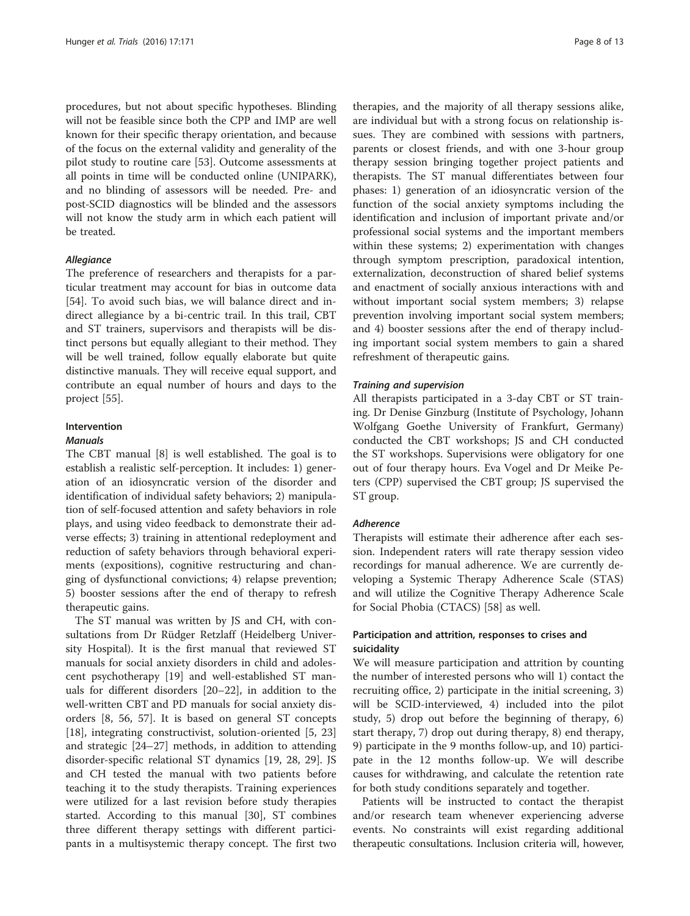procedures, but not about specific hypotheses. Blinding will not be feasible since both the CPP and IMP are well known for their specific therapy orientation, and because of the focus on the external validity and generality of the pilot study to routine care [53]. Outcome assessments at all points in time will be conducted online (UNIPARK), and no blinding of assessors will be needed. Pre- and post-SCID diagnostics will be blinded and the assessors will not know the study arm in which each patient will be treated.

#### *Allegiance*

The preference of researchers and therapists for a particular treatment may account for bias in outcome data [54]. To avoid such bias, we will balance direct and indirect allegiance by a bi-centric trail. In this trail, CBT and ST trainers, supervisors and therapists will be distinct persons but equally allegiant to their method. They will be well trained, follow equally elaborate but quite distinctive manuals. They will receive equal support, and contribute an equal number of hours and days to the project [55].

### Intervention

#### *Manuals*

The CBT manual [8] is well established. The goal is to establish a realistic self-perception. It includes: 1) generation of an idiosyncratic version of the disorder and identification of individual safety behaviors; 2) manipulation of self-focused attention and safety behaviors in role plays, and using video feedback to demonstrate their adverse effects; 3) training in attentional redeployment and reduction of safety behaviors through behavioral experiments (expositions), cognitive restructuring and changing of dysfunctional convictions; 4) relapse prevention; 5) booster sessions after the end of therapy to refresh therapeutic gains.

The ST manual was written by JS and CH, with consultations from Dr Rüdger Retzlaff (Heidelberg University Hospital). It is the first manual that reviewed ST manuals for social anxiety disorders in child and adolescent psychotherapy [19] and well-established ST manuals for different disorders [20–22], in addition to the well-written CBT and PD manuals for social anxiety disorders [8, 56, 57]. It is based on general ST concepts [18], integrating constructivist, solution-oriented [5, 23] and strategic [24–27] methods, in addition to attending disorder-specific relational ST dynamics [19, 28, 29]. JS and CH tested the manual with two patients before teaching it to the study therapists. Training experiences were utilized for a last revision before study therapies started. According to this manual [30], ST combines three different therapy settings with different participants in a multisystemic therapy concept. The first two therapies, and the majority of all therapy sessions alike, are individual but with a strong focus on relationship issues. They are combined with sessions with partners, parents or closest friends, and with one 3-hour group therapy session bringing together project patients and therapists. The ST manual differentiates between four phases: 1) generation of an idiosyncratic version of the function of the social anxiety symptoms including the identification and inclusion of important private and/or professional social systems and the important members within these systems; 2) experimentation with changes through symptom prescription, paradoxical intention, externalization, deconstruction of shared belief systems and enactment of socially anxious interactions with and without important social system members; 3) relapse prevention involving important social system members; and 4) booster sessions after the end of therapy including important social system members to gain a shared refreshment of therapeutic gains.

#### *Training and supervision*

All therapists participated in a 3-day CBT or ST training. Dr Denise Ginzburg (Institute of Psychology, Johann Wolfgang Goethe University of Frankfurt, Germany) conducted the CBT workshops; JS and CH conducted the ST workshops. Supervisions were obligatory for one out of four therapy hours. Eva Vogel and Dr Meike Peters (CPP) supervised the CBT group; JS supervised the ST group.

#### *Adherence*

Therapists will estimate their adherence after each session. Independent raters will rate therapy session video recordings for manual adherence. We are currently developing a Systemic Therapy Adherence Scale (STAS) and will utilize the Cognitive Therapy Adherence Scale for Social Phobia (CTACS) [58] as well.

### Participation and attrition, responses to crises and suicidality

We will measure participation and attrition by counting the number of interested persons who will 1) contact the recruiting office, 2) participate in the initial screening, 3) will be SCID-interviewed, 4) included into the pilot study, 5) drop out before the beginning of therapy, 6) start therapy, 7) drop out during therapy, 8) end therapy, 9) participate in the 9 months follow-up, and 10) participate in the 12 months follow-up. We will describe causes for withdrawing, and calculate the retention rate for both study conditions separately and together.

Patients will be instructed to contact the therapist and/or research team whenever experiencing adverse events. No constraints will exist regarding additional therapeutic consultations. Inclusion criteria will, however,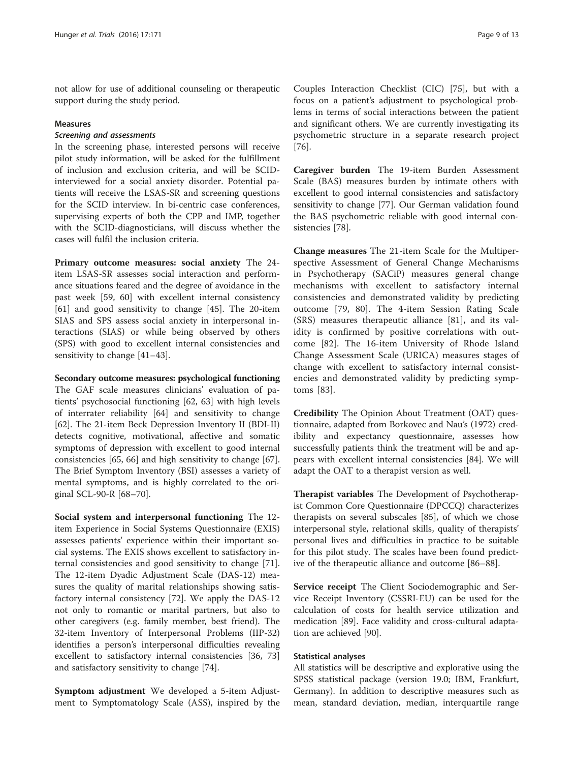not allow for use of additional counseling or therapeutic support during the study period.

### Measures

#### *Screening and assessments*

In the screening phase, interested persons will receive pilot study information, will be asked for the fulfillment of inclusion and exclusion criteria, and will be SCID-interviewed for a social anxiety disorder. Potential patients will receive the LSAS-SR and screening questions for the SCID interview. In bi-centric case conferences, supervising experts of both the CPP and IMP, together with the SCID-diagnosticians, will discuss whether the cases will fulfil the inclusion criteria.

**Primary outcome measures: social anxiety** The 24-item LSAS-SR assesses social interaction and performance situations feared and the degree of avoidance in the past week [59, 60] with excellent internal consistency [61] and good sensitivity to change [45]. The 20-item SIAS and SPS assess social anxiety in interpersonal interactions (SIAS) or while being observed by others (SPS) with good to excellent internal consistencies and sensitivity to change [41–43].

**Secondary outcome measures: psychological functioning** The GAF scale measures clinicians' evaluation of patients' psychosocial functioning [62, 63] with high levels of interrater reliability [64] and sensitivity to change [62]. The 21-item Beck Depression Inventory II (BDI-II) detects cognitive, motivational, affective and somatic symptoms of depression with excellent to good internal consistencies [65, 66] and high sensitivity to change [67]. The Brief Symptom Inventory (BSI) assesses a variety of mental symptoms, and is highly correlated to the original SCL-90-R [68–70].

**Social system and interpersonal functioning** The 12-item Experience in Social Systems Questionnaire (EXIS) assesses patients' experience within their important social systems. The EXIS shows excellent to satisfactory internal consistencies and good sensitivity to change [71]. The 12-item Dyadic Adjustment Scale (DAS-12) measures the quality of marital relationships showing satisfactory internal consistency [72]. We apply the DAS-12 not only to romantic or marital partners, but also to other caregivers (e.g. family member, best friend). The 32-item Inventory of Interpersonal Problems (IIP-32) identifies a person's interpersonal difficulties revealing excellent to satisfactory internal consistencies [36, 73] and satisfactory sensitivity to change [74].

**Symptom adjustment** We developed a 5-item Adjustment to Symptomatology Scale (ASS), inspired by the Couples Interaction Checklist (CIC) [75], but with a focus on a patient's adjustment to psychological problems in terms of social interactions between the patient and significant others. We are currently investigating its psychometric structure in a separate research project [76].

**Caregiver burden** The 19-item Burden Assessment Scale (BAS) measures burden by intimate others with excellent to good internal consistencies and satisfactory sensitivity to change [77]. Our German validation found the BAS psychometric reliable with good internal consistencies [78].

**Change measures** The 21-item Scale for the Multiperspective Assessment of General Change Mechanisms in Psychotherapy (SACiP) measures general change mechanisms with excellent to satisfactory internal consistencies and demonstrated validity by predicting outcome [79, 80]. The 4-item Session Rating Scale (SRS) measures therapeutic alliance [81], and its validity is confirmed by positive correlations with outcome [82]. The 16-item University of Rhode Island Change Assessment Scale (URICA) measures stages of change with excellent to satisfactory internal consistencies and demonstrated validity by predicting symptoms [83].

**Credibility** The Opinion About Treatment (OAT) questionnaire, adapted from Borkovec and Nau's (1972) credibility and expectancy questionnaire, assesses how successfully patients think the treatment will be and appears with excellent internal consistencies [84]. We will adapt the OAT to a therapist version as well.

**Therapist variables** The Development of Psychotherapist Common Core Questionnaire (DPCCQ) characterizes therapists on several subscales [85], of which we chose interpersonal style, relational skills, quality of therapists' personal lives and difficulties in practice to be suitable for this pilot study. The scales have been found predictive of the therapeutic alliance and outcome [86–88].

**Service receipt** The Client Sociodemographic and Service Receipt Inventory (CSSRI-EU) can be used for the calculation of costs for health service utilization and medication [89]. Face validity and cross-cultural adaptation are achieved [90].

### Statistical analyses

All statistics will be descriptive and explorative using the SPSS statistical package (version 19.0; IBM, Frankfurt, Germany). In addition to descriptive measures such as mean, standard deviation, median, interquartile range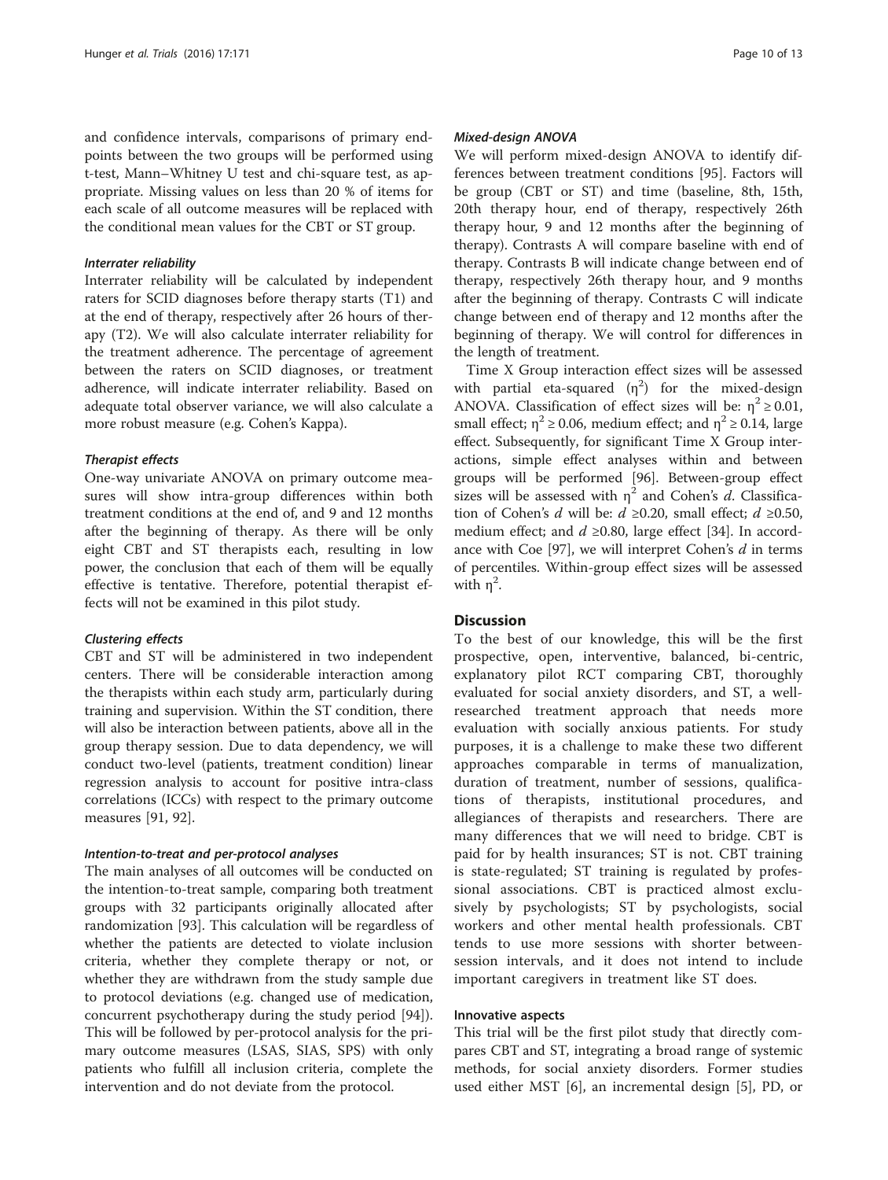and confidence intervals, comparisons of primary endpoints between the two groups will be performed using t-test, Mann–Whitney U test and chi-square test, as appropriate. Missing values on less than 20 % of items for each scale of all outcome measures will be replaced with the conditional mean values for the CBT or ST group.

#### *Interrater reliability*

Interrater reliability will be calculated by independent raters for SCID diagnoses before therapy starts (T1) and at the end of therapy, respectively after 26 hours of therapy (T2). We will also calculate interrater reliability for the treatment adherence. The percentage of agreement between the raters on SCID diagnoses, or treatment adherence, will indicate interrater reliability. Based on adequate total observer variance, we will also calculate a more robust measure (e.g. Cohen's Kappa).

#### *Therapist effects*

One-way univariate ANOVA on primary outcome measures will show intra-group differences within both treatment conditions at the end of, and 9 and 12 months after the beginning of therapy. As there will be only eight CBT and ST therapists each, resulting in low power, the conclusion that each of them will be equally effective is tentative. Therefore, potential therapist effects will not be examined in this pilot study.

#### *Clustering effects*

CBT and ST will be administered in two independent centers. There will be considerable interaction among the therapists within each study arm, particularly during training and supervision. Within the ST condition, there will also be interaction between patients, above all in the group therapy session. Due to data dependency, we will conduct two-level (patients, treatment condition) linear regression analysis to account for positive intra-class correlations (ICCs) with respect to the primary outcome measures [91, 92].

#### *Intention-to-treat and per-protocol analyses*

The main analyses of all outcomes will be conducted on the intention-to-treat sample, comparing both treatment groups with 32 participants originally allocated after randomization [93]. This calculation will be regardless of whether the patients are detected to violate inclusion criteria, whether they complete therapy or not, or whether they are withdrawn from the study sample due to protocol deviations (e.g. changed use of medication, concurrent psychotherapy during the study period [94]). This will be followed by per-protocol analysis for the primary outcome measures (LSAS, SIAS, SPS) with only patients who fulfill all inclusion criteria, complete the intervention and do not deviate from the protocol.

#### *Mixed-design ANOVA*

We will perform mixed-design ANOVA to identify differences between treatment conditions [95]. Factors will be group (CBT or ST) and time (baseline, 8th, 15th, 20th therapy hour, end of therapy, respectively 26th therapy hour, 9 and 12 months after the beginning of therapy). Contrasts A will compare baseline with end of therapy. Contrasts B will indicate change between end of therapy, respectively 26th therapy hour, and 9 months after the beginning of therapy. Contrasts C will indicate change between end of therapy and 12 months after the beginning of therapy. We will control for differences in the length of treatment.

Time X Group interaction effect sizes will be assessed with partial eta-squared ($\eta^2$) for the mixed-design ANOVA. Classification of effect sizes will be: $\eta^2 \geq 0.01$, small effect; $\eta^2 \geq 0.06$, medium effect; and $\eta^2 \geq 0.14$, large effect. Subsequently, for significant Time X Group interactions, simple effect analyses within and between groups will be performed [96]. Between-group effect sizes will be assessed with $\eta^2$ and Cohen's $d$. Classification of Cohen's $d$ will be: $d \geq 0.20$, small effect; $d \geq 0.50$, medium effect; and $d \geq 0.80$, large effect [34]. In accordance with Coe [97], we will interpret Cohen's $d$ in terms of percentiles. Within-group effect sizes will be assessed with $\eta^2$.

## Discussion

To the best of our knowledge, this will be the first prospective, open, interventive, balanced, bi-centric, explanatory pilot RCT comparing CBT, thoroughly evaluated for social anxiety disorders, and ST, a well-researched treatment approach that needs more evaluation with socially anxious patients. For study purposes, it is a challenge to make these two different approaches comparable in terms of manualization, duration of treatment, number of sessions, qualifications of therapists, institutional procedures, and allegiances of therapists and researchers. There are many differences that we will need to bridge. CBT is paid for by health insurances; ST is not. CBT training is state-regulated; ST training is regulated by professional associations. CBT is practiced almost exclusively by psychologists; ST by psychologists, social workers and other mental health professionals. CBT tends to use more sessions with shorter between-session intervals, and it does not intend to include important caregivers in treatment like ST does.

### Innovative aspects

This trial will be the first pilot study that directly compares CBT and ST, integrating a broad range of systemic methods, for social anxiety disorders. Former studies used either MST [6], an incremental design [5], PD, or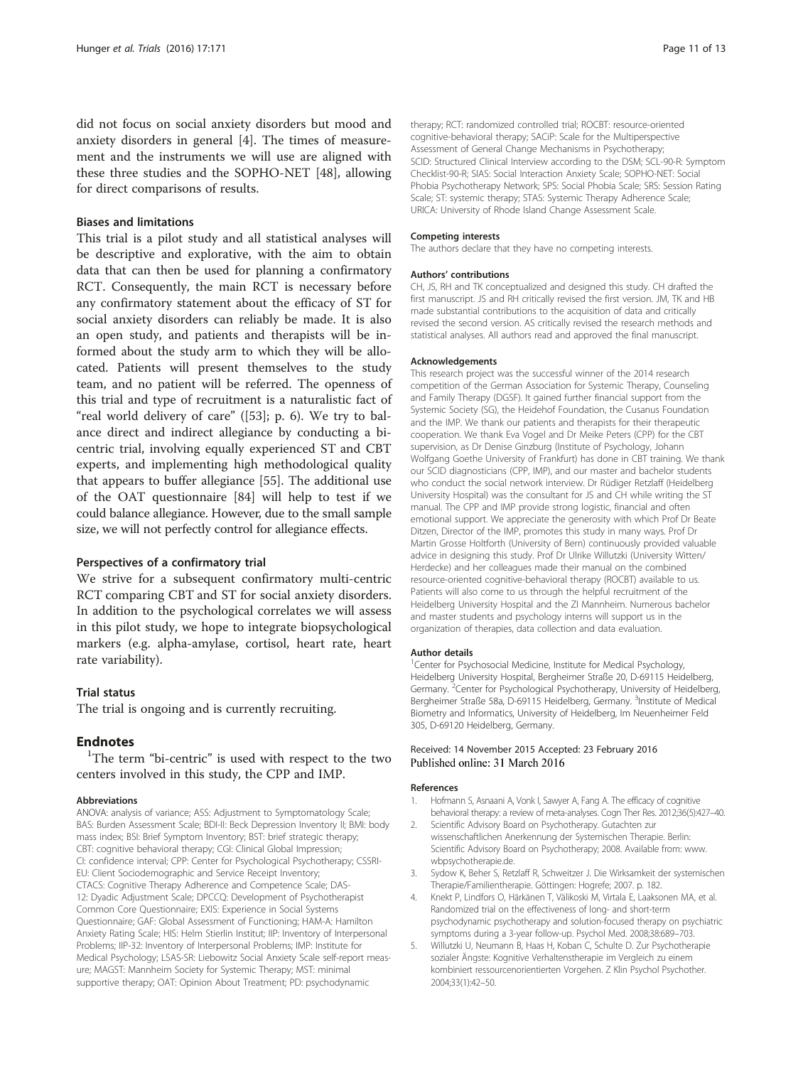did not focus on social anxiety disorders but mood and anxiety disorders in general [4]. The times of measurement and the instruments we will use are aligned with these three studies and the SOPHO-NET [48], allowing for direct comparisons of results.

### Biases and limitations

This trial is a pilot study and all statistical analyses will be descriptive and explorative, with the aim to obtain data that can then be used for planning a confirmatory RCT. Consequently, the main RCT is necessary before any confirmatory statement about the efficacy of ST for social anxiety disorders can reliably be made. It is also an open study, and patients and therapists will be informed about the study arm to which they will be allocated. Patients will present themselves to the study team, and no patient will be referred. The openness of this trial and type of recruitment is a naturalistic fact of "real world delivery of care" ([53]; p. 6). We try to balance direct and indirect allegiance by conducting a bi-centric trial, involving equally experienced ST and CBT experts, and implementing high methodological quality that appears to buffer allegiance [55]. The additional use of the OAT questionnaire [84] will help to test if we could balance allegiance. However, due to the small sample size, we will not perfectly control for allegiance effects.

### Perspectives of a confirmatory trial

We strive for a subsequent confirmatory multi-centric RCT comparing CBT and ST for social anxiety disorders. In addition to the psychological correlates we will assess in this pilot study, we hope to integrate biopsychological markers (e.g. alpha-amylase, cortisol, heart rate, heart rate variability).

### Trial status

The trial is ongoing and is currently recruiting.

## Endnotes

[1]The term "bi-centric" is used with respect to the two centers involved in this study, the CPP and IMP.

#### Abbreviations

ANOVA: analysis of variance; ASS: Adjustment to Symptomatology Scale; BAS: Burden Assessment Scale; BDI-II: Beck Depression Inventory II; BMI: body mass index; BSI: Brief Symptom Inventory; BST: brief strategic therapy; CBT: cognitive behavioral therapy; CGI: Clinical Global Impression; CI: confidence interval; CPP: Center for Psychological Psychotherapy; CSSRI-EU: Client Sociodemographic and Service Receipt Inventory; CTACS: Cognitive Therapy Adherence and Competence Scale; DAS-12: Dyadic Adjustment Scale; DPCCQ: Development of Psychotherapist Common Core Questionnaire; EXIS: Experience in Social Systems Questionnaire; GAF: Global Assessment of Functioning; HAM-A: Hamilton Anxiety Rating Scale; HIS: Helm Stierlin Institut; IIP: Inventory of Interpersonal Problems; IIP-32: Inventory of Interpersonal Problems; IMP: Institute for Medical Psychology; LSAS-SR: Liebowitz Social Anxiety Scale self-report measure; MAGST: Mannheim Society for Systemic Therapy; MST: minimal supportive therapy; OAT: Opinion About Treatment; PD: psychodynamic therapy; RCT: randomized controlled trial; ROCBT: resource-oriented cognitive-behavioral therapy; SACiP: Scale for the Multiperspective Assessment of General Change Mechanisms in Psychotherapy; SCID: Structured Clinical Interview according to the DSM; SCL-90-R: Symptom Checklist-90-R; SIAS: Social Interaction Anxiety Scale; SOPHO-NET: Social Phobia Psychotherapy Network; SPS: Social Phobia Scale; SRS: Session Rating Scale; ST: systemic therapy; STAS: Systemic Therapy Adherence Scale; URICA: University of Rhode Island Change Assessment Scale.

#### Competing interests

The authors declare that they have no competing interests.

#### Authors' contributions

CH, JS, RH and TK conceptualized and designed this study. CH drafted the first manuscript. JS and RH critically revised the first version. JM, TK and HB made substantial contributions to the acquisition of data and critically revised the second version. AS critically revised the research methods and statistical analyses. All authors read and approved the final manuscript.

#### Acknowledgements

This research project was the successful winner of the 2014 research competition of the German Association for Systemic Therapy, Counseling and Family Therapy (DGSF). It gained further financial support from the Systemic Society (SG), the Heidehof Foundation, the Cusanus Foundation and the IMP. We thank our patients and therapists for their therapeutic cooperation. We thank Eva Vogel and Dr Meike Peters (CPP) for the CBT supervision, as Dr Denise Ginzburg (Institute of Psychology, Johann Wolfgang Goethe University of Frankfurt) has done in CBT training. We thank our SCID diagnosticians (CPP, IMP), and our master and bachelor students who conduct the social network interview. Dr Rüdiger Retzlaff (Heidelberg University Hospital) was the consultant for JS and CH while writing the ST manual. The CPP and IMP provide strong logistic, financial and often emotional support. We appreciate the generosity with which Prof Dr Beate Ditzen, Director of the IMP, promotes this study in many ways. Prof Dr Martin Grosse Holtforth (University of Bern) continuously provided valuable advice in designing this study. Prof Dr Ulrike Willutzki (University Witten/Herdecke) and her colleagues made their manual on the combined resource-oriented cognitive-behavioral therapy (ROCBT) available to us. Patients will also come to us through the helpful recruitment of the Heidelberg University Hospital and the ZI Mannheim. Numerous bachelor and master students and psychology interns will support us in the organization of therapies, data collection and data evaluation.

#### Author details

[1]Center for Psychosocial Medicine, Institute for Medical Psychology, Heidelberg University Hospital, Bergheimer Straße 20, D-69115 Heidelberg, Germany. [2]Center for Psychological Psychotherapy, University of Heidelberg, Bergheimer Straße 58a, D-69115 Heidelberg, Germany. [3]Institute of Medical Biometry and Informatics, University of Heidelberg, Im Neuenheimer Feld 305, D-69120 Heidelberg, Germany.

Received: 14 November 2015 Accepted: 23 February 2016
Published online: 31 March 2016

#### References

1. Hofmann S, Asnaani A, Vonk I, Sawyer A, Fang A. The efficacy of cognitive behavioral therapy: a review of meta-analyses. Cogn Ther Res. 2012;36(5):427–40.
2. Scientific Advisory Board on Psychotherapy. Gutachten zur wissenschaftlichen Anerkennung der Systemischen Therapie. Berlin: Scientific Advisory Board on Psychotherapy; 2008. Available from: www.wbpsychotherapie.de.
3. Sydow K, Beher S, Retzlaff R, Schweitzer J. Die Wirksamkeit der systemischen Therapie/Familientherapie. Göttingen: Hogrefe; 2007. p. 182.
4. Knekt P, Lindfors O, Härkänen T, Välikoski M, Virtala E, Laaksonen MA, et al. Randomized trial on the effectiveness of long- and short-term psychodynamic psychotherapy and solution-focused therapy on psychiatric symptoms during a 3-year follow-up. Psychol Med. 2008;38:689–703.
5. Willutzki U, Neumann B, Haas H, Koban C, Schulte D. Zur Psychotherapie sozialer Ängste: Kognitive Verhaltenstherapie im Vergleich zu einem kombiniert ressourcenorientierten Vorgehen. Z Klin Psychol Psychother. 2004;33(1):42–50.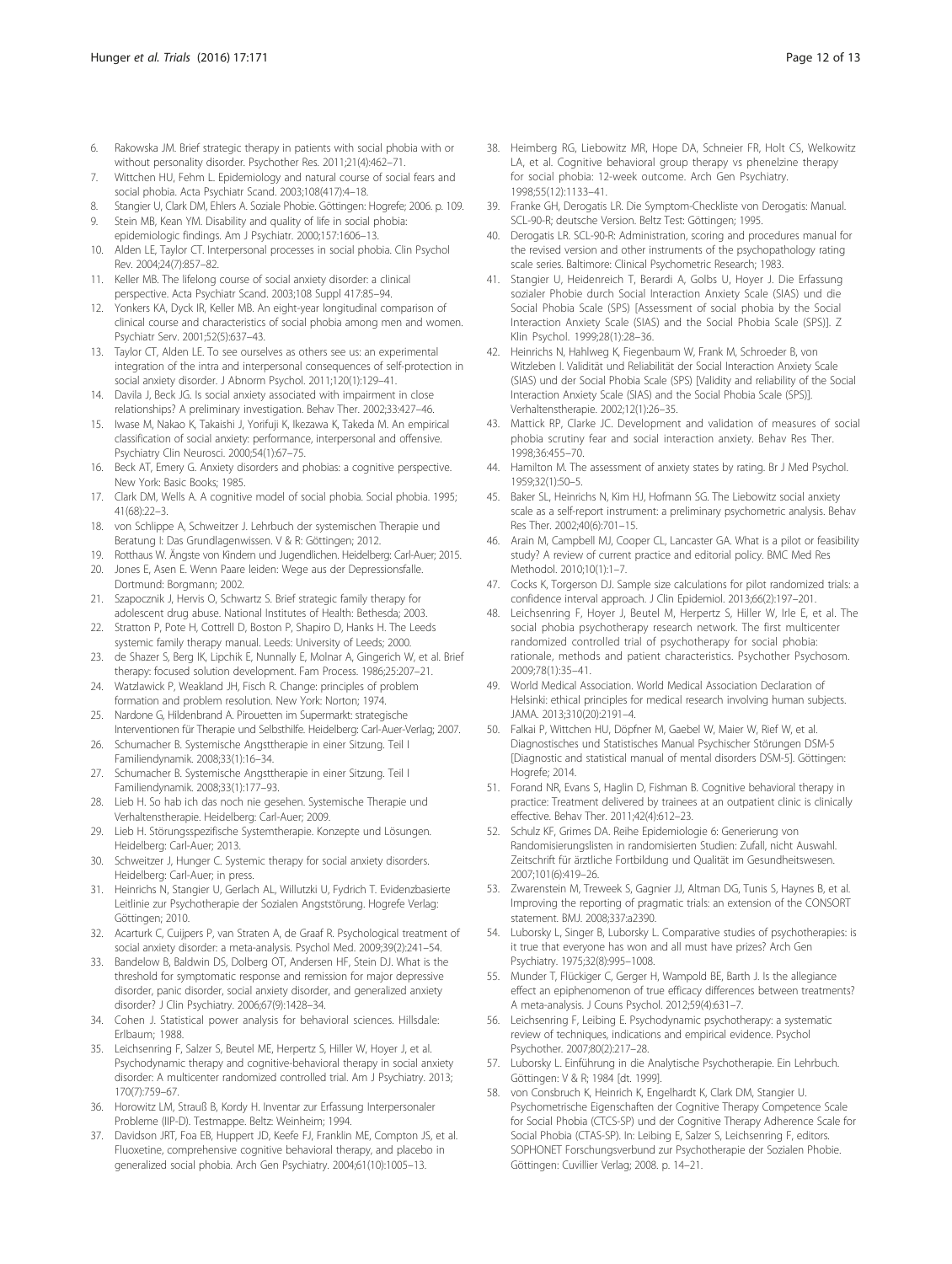6. Rakowska JM. Brief strategic therapy in patients with social phobia with or without personality disorder. Psychother Res. 2011;21(4):462–71.
7. Wittchen HU, Fehm L. Epidemiology and natural course of social fears and social phobia. Acta Psychiatr Scand. 2003;108(417):4–18.
8. Stangier U, Clark DM, Ehlers A. Soziale Phobie. Göttingen: Hogrefe; 2006. p. 109.
9. Stein MB, Kean YM. Disability and quality of life in social phobia: epidemiologic findings. Am J Psychiatr. 2000;157:1606–13.
10. Alden LE, Taylor CT. Interpersonal processes in social phobia. Clin Psychol Rev. 2004;24(7):857–82.
11. Keller MB. The lifelong course of social anxiety disorder: a clinical perspective. Acta Psychiatr Scand. 2003;108 Suppl 417:85–94.
12. Yonkers KA, Dyck IR, Keller MB. An eight-year longitudinal comparison of clinical course and characteristics of social phobia among men and women. Psychiatr Serv. 2001;52(5):637–43.
13. Taylor CT, Alden LE. To see ourselves as others see us: an experimental integration of the intra and interpersonal consequences of self-protection in social anxiety disorder. J Abnorm Psychol. 2011;120(1):129–41.
14. Davila J, Beck JG. Is social anxiety associated with impairment in close relationships? A preliminary investigation. Behav Ther. 2002;33:427–46.
15. Iwase M, Nakao K, Takaishi J, Yorifuji K, Ikezawa K, Takeda M. An empirical classification of social anxiety: performance, interpersonal and offensive. Psychiatry Clin Neurosci. 2000;54(1):67–75.
16. Beck AT, Emery G. Anxiety disorders and phobias: a cognitive perspective. New York: Basic Books; 1985.
17. Clark DM, Wells A. A cognitive model of social phobia. Social phobia. 1995; 41(68):22–3.
18. von Schlippe A, Schweitzer J. Lehrbuch der systemischen Therapie und Beratung I: Das Grundlagenwissen. V & R: Göttingen; 2012.
19. Rotthaus W. Ängste von Kindern und Jugendlichen. Heidelberg: Carl-Auer; 2015.
20. Jones E, Asen E. Wenn Paare leiden: Wege aus der Depressionsfalle. Dortmund: Borgmann; 2002.
21. Szapocznik J, Hervis O, Schwartz S. Brief strategic family therapy for adolescent drug abuse. National Institutes of Health: Bethesda; 2003.
22. Stratton P, Pote H, Cottrell D, Boston P, Shapiro D, Hanks H. The Leeds systemic family therapy manual. Leeds: University of Leeds; 2000.
23. de Shazer S, Berg IK, Lipchik E, Nunnally E, Molnar A, Gingerich W, et al. Brief therapy: focused solution development. Fam Process. 1986;25:207–21.
24. Watzlawick P, Weakland JH, Fisch R. Change: principles of problem formation and problem resolution. New York: Norton; 1974.
25. Nardone G, Hildenbrand A. Pirouetten im Supermarkt: strategische Interventionen für Therapie und Selbsthilfe. Heidelberg: Carl-Auer-Verlag; 2007.
26. Schumacher B. Systemische Angsttherapie in einer Sitzung. Teil I Familiendynamik. 2008;33(1):16–34.
27. Schumacher B. Systemische Angsttherapie in einer Sitzung. Teil I Familiendynamik. 2008;33(1):177–93.
28. Lieb H. So hab ich das noch nie gesehen. Systemische Therapie und Verhaltenstherapie. Heidelberg: Carl-Auer; 2009.
29. Lieb H. Störungsspezifische Systemtherapie. Konzepte und Lösungen. Heidelberg: Carl-Auer; 2013.
30. Schweitzer J, Hunger C. Systemic therapy for social anxiety disorders. Heidelberg: Carl-Auer; in press.
31. Heinrichs N, Stangier U, Gerlach AL, Willutzki U, Fydrich T. Evidenzbasierte Leitlinie zur Psychotherapie der Sozialen Angststörung. Hogrefe Verlag: Göttingen; 2010.
32. Acarturk C, Cuijpers P, van Straten A, de Graaf R. Psychological treatment of social anxiety disorder: a meta-analysis. Psychol Med. 2009;39(2):241–54.
33. Bandelow B, Baldwin DS, Dolberg OT, Andersen HF, Stein DJ. What is the threshold for symptomatic response and remission for major depressive disorder, panic disorder, social anxiety disorder, and generalized anxiety disorder? J Clin Psychiatry. 2006;67(9):1428–34.
34. Cohen J. Statistical power analysis for behavioral sciences. Hillsdale: Erlbaum; 1988.
35. Leichsenring F, Salzer S, Beutel ME, Herpertz S, Hiller W, Hoyer J, et al. Psychodynamic therapy and cognitive-behavioral therapy in social anxiety disorder: A multicenter randomized controlled trial. Am J Psychiatry. 2013; 170(7):759–67.
36. Horowitz LM, Strauß B, Kordy H. Inventar zur Erfassung Interpersonaler Probleme (IIP-D). Testmappe. Beltz: Weinheim; 1994.
37. Davidson JRT, Foa EB, Huppert JD, Keefe FJ, Franklin ME, Compton JS, et al. Fluoxetine, comprehensive cognitive behavioral therapy, and placebo in generalized social phobia. Arch Gen Psychiatry. 2004;61(10):1005–13.
38. Heimberg RG, Liebowitz MR, Hope DA, Schneier FR, Holt CS, Welkowitz LA, et al. Cognitive behavioral group therapy vs phenelzine therapy for social phobia: 12-week outcome. Arch Gen Psychiatry. 1998;55(12):1133–41.
39. Franke GH, Derogatis LR. Die Symptom-Checkliste von Derogatis: Manual. SCL-90-R; deutsche Version. Beltz Test: Göttingen; 1995.
40. Derogatis LR. SCL-90-R: Administration, scoring and procedures manual for the revised version and other instruments of the psychopathology rating scale series. Baltimore: Clinical Psychometric Research; 1983.
41. Stangier U, Heidenreich T, Berardi A, Golbs U, Hoyer J. Die Erfassung sozialer Phobie durch Social Interaction Anxiety Scale (SIAS) und die Social Phobia Scale (SPS) [Assessment of social phobia by the Social Interaction Anxiety Scale (SIAS) and the Social Phobia Scale (SPS)]. Z Klin Psychol. 1999;28(1):28–36.
42. Heinrichs N, Hahlweg K, Fiegenbaum W, Frank M, Schroeder B, von Witzleben I. Validität und Reliabilität der Social Interaction Anxiety Scale (SIAS) und der Social Phobia Scale (SPS) [Validity and reliability of the Social Interaction Anxiety Scale (SIAS) and the Social Phobia Scale (SPS)]. Verhaltenstherapie. 2002;12(1):26–35.
43. Mattick RP, Clarke JC. Development and validation of measures of social phobia scrutiny fear and social interaction anxiety. Behav Res Ther. 1998;36:455–70.
44. Hamilton M. The assessment of anxiety states by rating. Br J Med Psychol. 1959;32(1):50–5.
45. Baker SL, Heinrichs N, Kim HJ, Hofmann SG. The Liebowitz social anxiety scale as a self-report instrument: a preliminary psychometric analysis. Behav Res Ther. 2002;40(6):701–15.
46. Arain M, Campbell MJ, Cooper CL, Lancaster GA. What is a pilot or feasibility study? A review of current practice and editorial policy. BMC Med Res Methodol. 2010;10(1):1–7.
47. Cocks K, Torgerson DJ. Sample size calculations for pilot randomized trials: a confidence interval approach. J Clin Epidemiol. 2013;66(2):197–201.
48. Leichsenring F, Hoyer J, Beutel M, Herpertz S, Hiller W, Irle E, et al. The social phobia psychotherapy research network. The first multicenter randomized controlled trial of psychotherapy for social phobia: rationale, methods and patient characteristics. Psychother Psychosom. 2009;78(1):35–41.
49. World Medical Association. World Medical Association Declaration of Helsinki: ethical principles for medical research involving human subjects. JAMA. 2013;310(20):2191–4.
50. Falkai P, Wittchen HU, Döpfner M, Gaebel W, Maier W, Rief W, et al. Diagnostisches und Statistisches Manual Psychischer Störungen DSM-5 [Diagnostic and statistical manual of mental disorders DSM-5]. Göttingen: Hogrefe; 2014.
51. Forand NR, Evans S, Haglin D, Fishman B. Cognitive behavioral therapy in practice: Treatment delivered by trainees at an outpatient clinic is clinically effective. Behav Ther. 2011;42(4):612–23.
52. Schulz KF, Grimes DA. Reihe Epidemiologie 6: Generierung von Randomisierungslisten in randomisierten Studien: Zufall, nicht Auswahl. Zeitschrift für ärztliche Fortbildung und Qualität im Gesundheitswesen. 2007;101(6):419–26.
53. Zwarenstein M, Treweek S, Gagnier JJ, Altman DG, Tunis S, Haynes B, et al. Improving the reporting of pragmatic trials: an extension of the CONSORT statement. BMJ. 2008;337:a2390.
54. Luborsky L, Singer B, Luborsky L. Comparative studies of psychotherapies: is it true that everyone has won and all must have prizes? Arch Gen Psychiatry. 1975;32(8):995–1008.
55. Munder T, Flückiger C, Gerger H, Wampold BE, Barth J. Is the allegiance effect an epiphenomenon of true efficacy differences between treatments? A meta-analysis. J Couns Psychol. 2012;59(4):631–7.
56. Leichsenring F, Leibing E. Psychodynamic psychotherapy: a systematic review of techniques, indications and empirical evidence. Psychol Psychother. 2007;80(2):217–28.
57. Luborsky L. Einführung in die Analytische Psychotherapie. Ein Lehrbuch. Göttingen: V & R; 1984 [dt. 1999].
58. von Consbruch K, Heinrich K, Engelhardt K, Clark DM, Stangier U. Psychometrische Eigenschaften der Cognitive Therapy Competence Scale for Social Phobia (CTCS-SP) und der Cognitive Therapy Adherence Scale for Social Phobia (CTAS-SP). In: Leibing E, Salzer S, Leichsenring F, editors. SOPHONET Forschungsverbund zur Psychotherapie der Sozialen Phobie. Göttingen: Cuvillier Verlag; 2008. p. 14–21.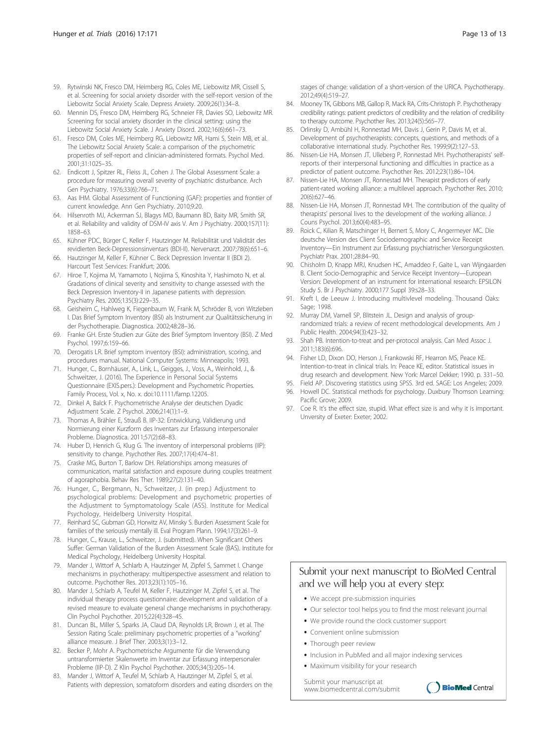59. Rytwinski NK, Fresco DM, Heimberg RG, Coles ME, Liebowitz MR, Cissell S, et al. Screening for social anxiety disorder with the self-report version of the Liebowitz Social Anxiety Scale. Depress Anxiety. 2009;26(1):34–8.
60. Mennin DS, Fresco DM, Heimberg RG, Schneier FR, Davies SO, Liebowitz MR. Screening for social anxiety disorder in the clinical setting: using the Liebowitz Social Anxiety Scale. J Anxiety Disord. 2002;16(6):661–73.
61. Fresco DM, Coles ME, Heimberg RG, Liebowitz MR, Hami S, Stein MB, et al. The Liebowitz Social Anxiety Scale: a comparison of the psychometric properties of self-report and clinician-administered formats. Psychol Med. 2001;31:1025–35.
62. Endicott J, Spitzer RL, Fleiss JL, Cohen J. The Global Assessment Scale: a procedure for measuring overall severity of psychiatric disturbance. Arch Gen Psychiatry. 1976;33(6):766–71.
63. Aas IHM. Global Assessment of Functioning (GAF): properties and frontier of current knowledge. Ann Gen Psychiatry. 2010;9:20.
64. Hilsenroth MJ, Ackerman SJ, Blagys MD, Baumann BD, Baity MR, Smith SR, et al. Reliability and validity of DSM-IV axis V. Am J Psychiatry. 2000;157(11): 1858–63.
65. Kühner PDC, Bürger C, Keller F, Hautzinger M. Reliabilität und Validität des revidierten Beck-Depressionsinventars (BDI-II). Nervenarzt. 2007;78(6):651–6.
66. Hautzinger M, Keller F, Kühner C. Beck Depression Inventar II (BDI 2). Harcourt Test Services: Frankfurt; 2006.
67. Hiroe T, Kojima M, Yamamoto I, Nojima S, Kinoshita Y, Hashimoto N, et al. Gradations of clinical severity and sensitivity to change assessed with the Beck Depression Inventory-II in Japanese patients with depression. Psychiatry Res. 2005;135(3):229–35.
68. Geisheim C, Hahlweg K, Fiegenbaum W, Frank M, Schröder B, von Witzleben I. Das Brief Symptom Inventory (BSI) als Instrument zur Qualitätssicherung in der Psychotherapie. Diagnostica. 2002;48:28–36.
69. Franke GH. Erste Studien zur Güte des Brief Symptom Inventory (BSI). Z Med Psychol. 1997;6:159–66.
70. Derogatis LR. Brief symptom inventory (BSI): administration, scoring, and procedures manual. National Computer Systems: Minneapolis; 1993.
71. Hunger, C., Bornhäuser, A., Link, L., Geigges, J., Voss, A., Weinhold, J., & Schweitzer, J. (2016). The Experience in Personal Social Systems Questionnaire (EXIS.pers.): Development and Psychometric Properties. Family Process, Vol. x, No. x. doi:10.1111/famp.12205.
72. Dinkel A, Balck F. Psychometrische Analyse der deutschen Dyadic Adjustment Scale. Z Psychol. 2006;214(1):1–9.
73. Thomas A, Brähler E, Strauß B. IIP-32: Entwicklung, Validierung und Normierung einer Kurzform des Inventars zur Erfassung interpersonaler Probleme. Diagnostica. 2011;57(2):68–83.
74. Huber D, Henrich G, Klug G. The inventory of interpersonal problems (IIP): sensitivity to change. Psychother Res. 2007;17(4):474–81.
75. Craske MG, Burton T, Barlow DH. Relationships among measures of communication, marital satisfaction and exposure during couples treatment of agoraphobia. Behav Res Ther. 1989;27(2):131–40.
76. Hunger, C., Bergmann, N., Schweitzer, J. (in prep.) Adjustment to psychological problems: Development and psychometric properties of the Adjustment to Symptomatology Scale (ASS). Institute for Medical Psychology, Heidelberg University Hospital.
77. Reinhard SC, Gubman GD, Horwitz AV, Minsky S. Burden Assessment Scale for families of the seriously mentally ill. Eval Program Plann. 1994;17(3):261–9.
78. Hunger, C., Krause, L., Schweitzer, J. (submitted). When Significant Others Suffer: German Validation of the Burden Assessment Scale (BAS). Institute for Medical Psychology, Heidelberg University Hospital.
79. Mander J, Wittorf A, Schlarb A, Hautzinger M, Zipfel S, Sammet I. Change mechanisms in psychotherapy: multiperspective assessment and relation to outcome. Psychother Res. 2013;23(1):105–16.
80. Mander J, Schlarb A, Teufel M, Keller F, Hautzinger M, Zipfel S, et al. The individual therapy process questionnaire: development and validation of a revised measure to evaluate general change mechanisms in psychotherapy. Clin Psychol Psychother. 2015;22(4):328–45.
81. Duncan BL, Miller S, Sparks JA, Claud DA, Reynolds LR, Brown J, et al. The Session Rating Scale: preliminary psychometric properties of a "working" alliance measure. J Brief Ther. 2003;3(1):3–12.
82. Becker P, Mohr A. Psychometrische Argumente für die Verwendung untransformierter Skalenwerte im Inventar zur Erfassung interpersonaler Probleme (IIP-D). Z Klin Psychol Psychother. 2005;34(3):205–14.
83. Mander J, Wittorf A, Teufel M, Schlarb A, Hautzinger M, Zipfel S, et al. Patients with depression, somatoform disorders and eating disorders on the stages of change: validation of a short-version of the URICA. Psychotherapy. 2012;49(4):519–27.
84. Mooney TK, Gibbons MB, Gallop R, Mack RA, Crits-Christoph P. Psychotherapy credibility ratings: patient predictors of credibility and the relation of credibility to therapy outcome. Psychother Res. 2013;24(5):565–77.
85. Orlinsky D, Ambühl H, Ronnestad MH, Davis J, Gerin P, Davis M, et al. Development of psychotherapists: concepts, questions, and methods of a collaborative international study. Psychother Res. 1999;9(2):127–53.
86. Nissen-Lie HA, Monsen JT, Ulleberg P, Ronnestad MH. Psychotherapists' self-reports of their interpersonal functioning and difficulties in practice as a predictor of patient outcome. Psychother Res. 2012;23(1):86–104.
87. Nissen-Lie HA, Monsen JT, Ronnestad MH. Therapist predictors of early patient-rated working alliance: a multilevel approach. Psychother Res. 2010; 20(6):627–46.
88. Nissen-Lie HA, Monsen JT, Ronnestad MH. The contribution of the quality of therapists' personal lives to the development of the working alliance. J Couns Psychol. 2013;60(4):483–95.
89. Roick C, Kilian R, Matschinger H, Bernert S, Mory C, Angermeyer MC. Die deutsche Version des Client Sociodemographic and Service Receipt Inventory—Ein Instrument zur Erfassung psychiatrischer Versorgungskosten. Psychiatr Prax. 2001;28:84–90.
90. Chisholm D, Knapp MRJ, Knudsen HC, Amaddeo F, Gaite L, van Wijngaarden B. Client Socio-Demographic and Service Receipt Inventory—European Version: Development of an instrument for international research: EPSILON Study 5. Br J Psychiatry. 2000;177 Suppl 39:s28–33.
91. Kreft I, de Leeuw J. Introducing multivlevel modeling. Thousand Oaks: Sage; 1998.
92. Murray DM, Varnell SP, Blitstein JL. Design and analysis of group-randomized trials: a review of recent methodological developments. Am J Public Health. 2004;94(3):423–32.
93. Shah PB. Intention-to-treat and per-protocol analysis. Can Med Assoc J. 2011;183(6):696.
94. Fisher LD, Dixon DO, Herson J, Frankowski RF, Hearron MS, Peace KE. Intention-to-treat in clinical trials. In: Peace KE, editor. Statistical issues in drug research and development. New York: Marcel Dekker; 1990. p. 331–50.
95. Field AP. Discovering statistics using SPSS. 3rd ed. SAGE: Los Angeles; 2009.
96. Howell DC. Statistical methods for psychology. Duxbury Thomson Learning: Pacific Grove; 2009.
97. Coe R. It's the effect size, stupid. What effect size is and why it is important. Unversity of Exeter: Exeter; 2002.

## Submit your next manuscript to BioMed Central and we will help you at every step:

- We accept pre-submission inquiries
- Our selector tool helps you to find the most relevant journal
- We provide round the clock customer support
- Convenient online submission
- Thorough peer review
- Inclusion in PubMed and all major indexing services
- Maximum visibility for your research

Submit your manuscript at www.biomedcentral.com/submit

BioMed Central